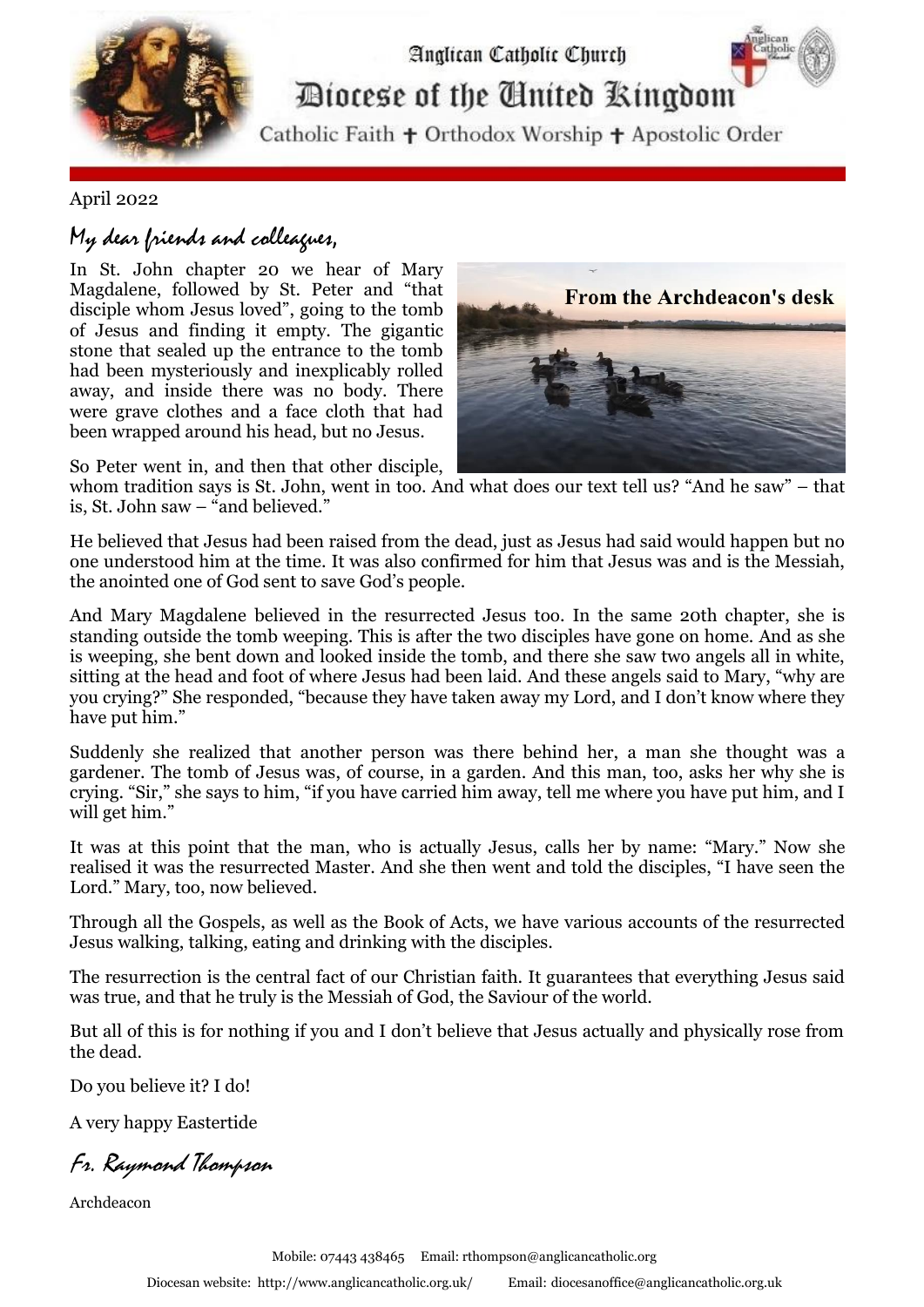# Anglican Catholic Church

## Diocese of the United Kingdom

Catholic Faith ✝ Orthodox Worship ✝ Apostolic Order

April 2022

*My dear friends and colleagues,*

**From the Archdeacon's desk**

In St. John chapter 20 we hear of Mary Magdalene, followed by St. Peter and "that disciple whom Jesus loved", going to the tomb of Jesus and finding it empty. The gigantic stone that sealed up the entrance to the tomb had been mysteriously and inexplicably rolled away, and inside there was no body. There were grave clothes and a face cloth that had been wrapped around his head, but no Jesus.

So Peter went in, and then that other disciple, whom tradition says is St. John, went in too. And what does our text tell us? "And he saw" – that is, St. John saw – "and believed."

He believed that Jesus had been raised from the dead, just as Jesus had said would happen but no one understood him at the time. It was also confirmed for him that Jesus was and is the Messiah, the anointed one of God sent to save God's people.

And Mary Magdalene believed in the resurrected Jesus too. In the same 20th chapter, she is standing outside the tomb weeping. This is after the two disciples have gone on home. And as she is weeping, she bent down and looked inside the tomb, and there she saw two angels all in white, sitting at the head and foot of where Jesus had been laid. And these angels said to Mary, "why are you crying?" She responded, "because they have taken away my Lord, and I don't know where they have put him."

Suddenly she realized that another person was there behind her, a man she thought was a gardener. The tomb of Jesus was, of course, in a garden. And this man, too, asks her why she is crying. "Sir," she says to him, "if you have carried him away, tell me where you have put him, and I will get him."

It was at this point that the man, who is actually Jesus, calls her by name: "Mary." Now she realised it was the resurrected Master. And she then went and told the disciples, "I have seen the Lord." Mary, too, now believed.

Through all the Gospels, as well as the Book of Acts, we have various accounts of the resurrected Jesus walking, talking, eating and drinking with the disciples.

The resurrection is the central fact of our Christian faith. It guarantees that everything Jesus said was true, and that he truly is the Messiah of God, the Saviour of the world.

But all of this is for nothing if you and I don't believe that Jesus actually and physically rose from the dead.

Do you believe it? I do!

A very happy Eastertide

*Fr. Raymond Thompson*

Archdeacon

Mobile: 07443 438465 Email: rthompson@anglicancatholic.org

Diocesan website: http://www.anglicancatholic.org.uk/ Email: diocesanoffice@anglicancatholic.org.uk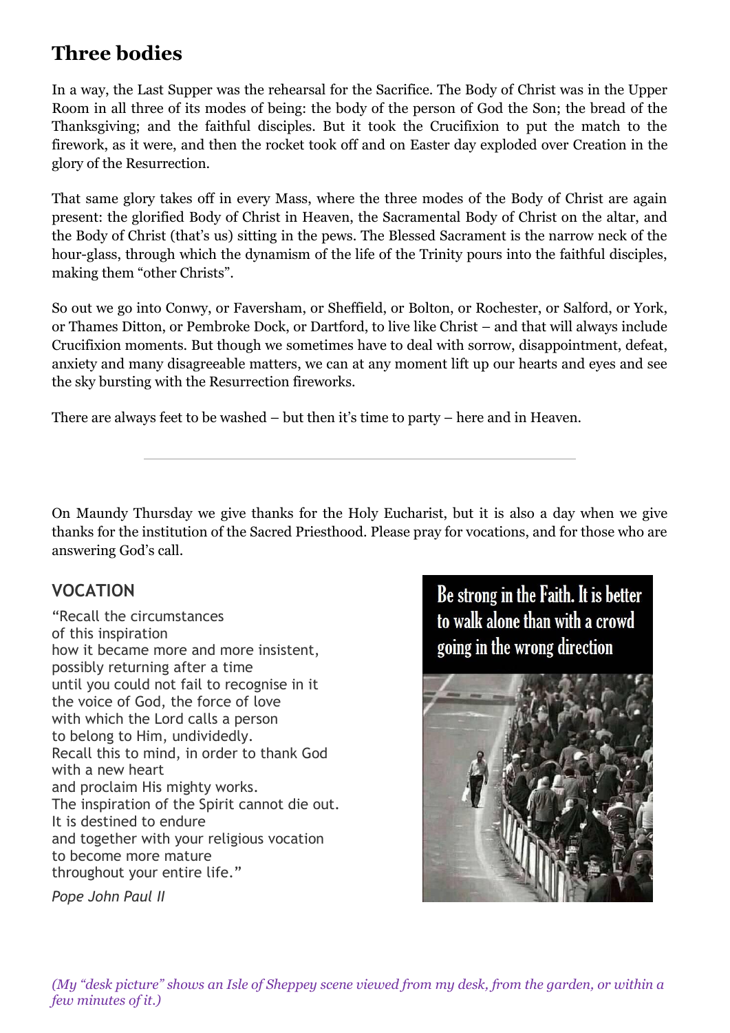## Three bodies

In a way, the Last Supper was the rehearsal for the Sacrifice. The Body of Christ was in the Upper Room in all three of its modes of being: the body of the person of God the Son; the bread of the Thanksgiving; and the faithful disciples. But it took the Crucifixion to put the match to the firework, as it were, and then the rocket took off and on Easter day exploded over Creation in the glory of the Resurrection.

That same glory takes off in every Mass, where the three modes of the Body of Christ are again present: the glorified Body of Christ in Heaven, the Sacramental Body of Christ on the altar, and the Body of Christ (that's us) sitting in the pews. The Blessed Sacrament is the narrow neck of the hour-glass, through which the dynamism of the life of the Trinity pours into the faithful disciples, making them "other Christs".

So out we go into Conwy, or Faversham, or Sheffield, or Bolton, or Rochester, or Salford, or York, or Thames Ditton, or Pembroke Dock, or Dartford, to live like Christ – and that will always include Crucifixion moments. But though we sometimes have to deal with sorrow, disappointment, defeat, anxiety and many disagreeable matters, we can at any moment lift up our hearts and eyes and see the sky bursting with the Resurrection fireworks.

There are always feet to be washed – but then it's time to party – here and in Heaven.

---

On Maundy Thursday we give thanks for the Holy Eucharist, but it is also a day when we give thanks for the institution of the Sacred Priesthood. Please pray for vocations, and for those who are answering God's call.

### VOCATION

"Recall the circumstances
of this inspiration
how it became more and more insistent,
possibly returning after a time
until you could not fail to recognise in it
the voice of God, the force of love
with which the Lord calls a person
to belong to Him, undividedly.
Recall this to mind, in order to thank God
with a new heart
and proclaim His mighty works.
The inspiration of the Spirit cannot die out.
It is destined to endure
and together with your religious vocation
to become more mature
throughout your entire life."

*Pope John Paul II*

Be strong in the Faith. It is better to walk alone than with a crowd going in the wrong direction

*(My "desk picture" shows an Isle of Sheppey scene viewed from my desk, from the garden, or within a few minutes of it.)*